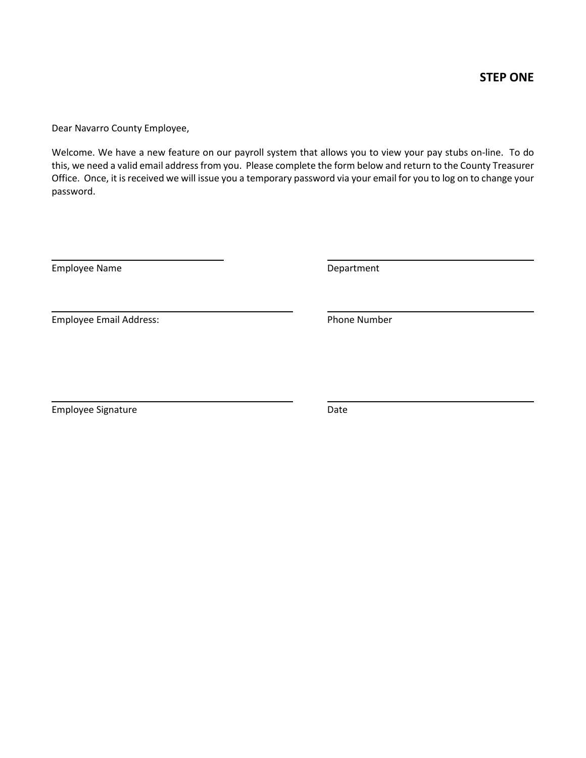**STEP ONE**

Dear Navarro County Employee,

Welcome. We have a new feature on our payroll system that allows you to view your pay stubs on-line. To do this, we need a valid email address from you. Please complete the form below and return to the County Treasurer Office. Once, it is received we will issue you a temporary password via your email for you to log on to change your password.

| | |
|---|---|
| ______________________________ | ______________________________ |
| Employee Name | Department |
| ______________________________ | ______________________________ |
| Employee Email Address: | Phone Number |
| ______________________________ | ______________________________ |
| Employee Signature | Date |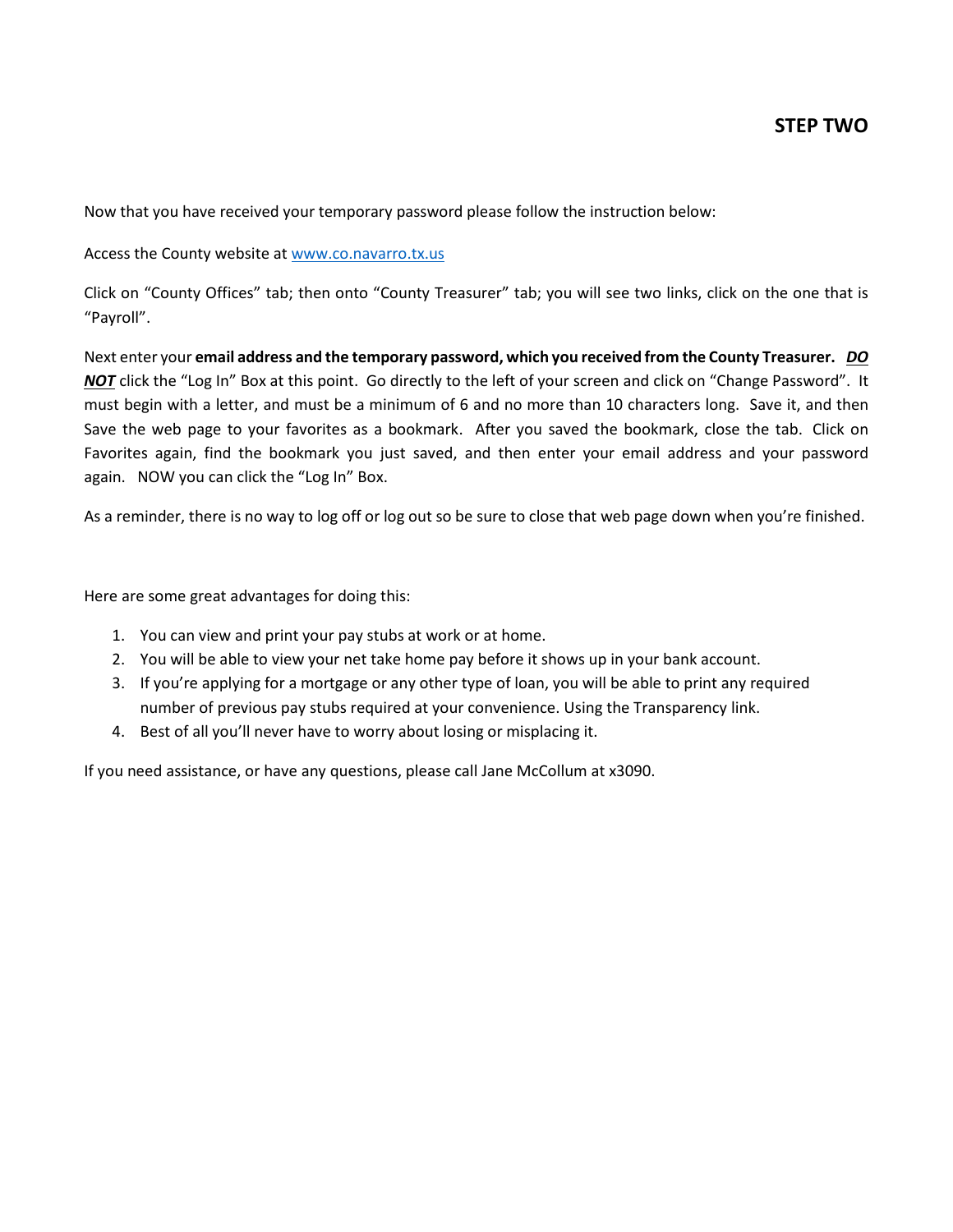## STEP TWO

Now that you have received your temporary password please follow the instruction below:

Access the County website at [www.co.navarro.tx.us](http://www.co.navarro.tx.us)

Click on "County Offices" tab; then onto "County Treasurer" tab; you will see two links, click on the one that is "Payroll".

Next enter your **email address and the temporary password, which you received from the County Treasurer.** ***DO NOT*** click the "Log In" Box at this point. Go directly to the left of your screen and click on "Change Password". It must begin with a letter, and must be a minimum of 6 and no more than 10 characters long. Save it, and then Save the web page to your favorites as a bookmark. After you saved the bookmark, close the tab. Click on Favorites again, find the bookmark you just saved, and then enter your email address and your password again. NOW you can click the "Log In" Box.

As a reminder, there is no way to log off or log out so be sure to close that web page down when you're finished.

Here are some great advantages for doing this:

1. You can view and print your pay stubs at work or at home.
2. You will be able to view your net take home pay before it shows up in your bank account.
3. If you're applying for a mortgage or any other type of loan, you will be able to print any required number of previous pay stubs required at your convenience. Using the Transparency link.
4. Best of all you'll never have to worry about losing or misplacing it.

If you need assistance, or have any questions, please call Jane McCollum at x3090.